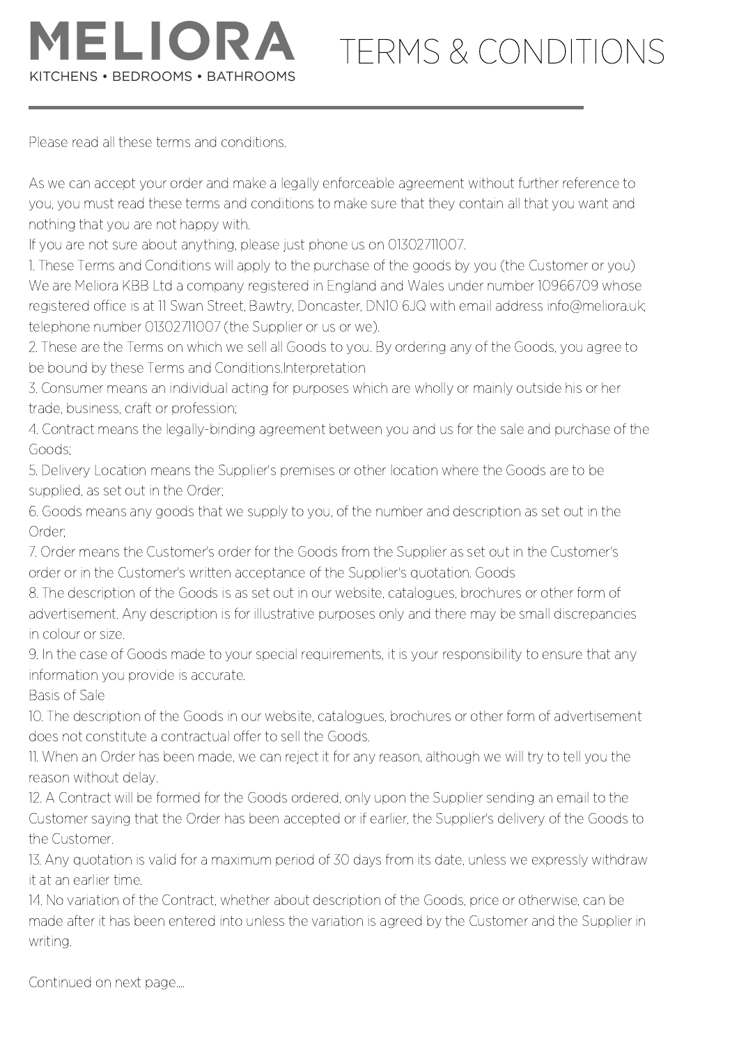# MELIORA

KITCHENS • BEDROOMS • BATHROOMS

# TERMS & CONDITIONS

Please read all these terms and conditions.

As we can accept your order and make a legally enforceable agreement without further reference to you, you must read these terms and conditions to make sure that they contain all that you want and nothing that you are not happy with.

If you are not sure about anything, please just phone us on 01302711007.

1. These Terms and Conditions will apply to the purchase of the goods by you (the Customer or you) We are Meliora KBB Ltd a company registered in England and Wales under number 10966709 whose registered office is at 11 Swan Street, Bawtry, Doncaster, DN10 6JQ with email address info@meliora.uk; telephone number 01302711007 (the Supplier or us or we).
2. These are the Terms on which we sell all Goods to you. By ordering any of the Goods, you agree to be bound by these Terms and Conditions.Interpretation
3. Consumer means an individual acting for purposes which are wholly or mainly outside his or her trade, business, craft or profession;
4. Contract means the legally-binding agreement between you and us for the sale and purchase of the Goods;
5. Delivery Location means the Supplier's premises or other location where the Goods are to be supplied, as set out in the Order;
6. Goods means any goods that we supply to you, of the number and description as set out in the Order;
7. Order means the Customer's order for the Goods from the Supplier as set out in the Customer's order or in the Customer's written acceptance of the Supplier's quotation. Goods
8. The description of the Goods is as set out in our website, catalogues, brochures or other form of advertisement. Any description is for illustrative purposes only and there may be small discrepancies in colour or size.
9. In the case of Goods made to your special requirements, it is your responsibility to ensure that any information you provide is accurate.

Basis of Sale

10. The description of the Goods in our website, catalogues, brochures or other form of advertisement does not constitute a contractual offer to sell the Goods.
11. When an Order has been made, we can reject it for any reason, although we will try to tell you the reason without delay.
12. A Contract will be formed for the Goods ordered, only upon the Supplier sending an email to the Customer saying that the Order has been accepted or if earlier, the Supplier's delivery of the Goods to the Customer.
13. Any quotation is valid for a maximum period of 30 days from its date, unless we expressly withdraw it at an earlier time.
14. No variation of the Contract, whether about description of the Goods, price or otherwise, can be made after it has been entered into unless the variation is agreed by the Customer and the Supplier in writing.

Continued on next page....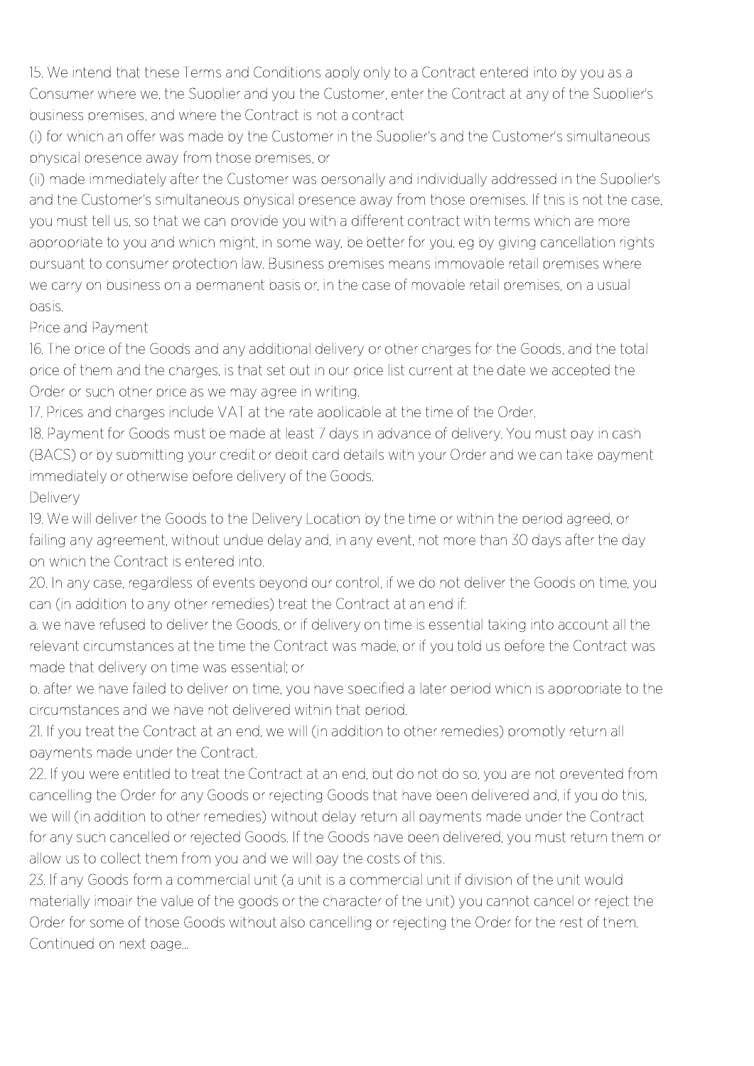15. We intend that these Terms and Conditions apply only to a Contract entered into by you as a Consumer where we, the Supplier and you the Customer, enter the Contract at any of the Supplier's business premises, and where the Contract is not a contract

(i) for which an offer was made by the Customer in the Supplier's and the Customer's simultaneous physical presence away from those premises, or

(ii) made immediately after the Customer was personally and individually addressed in the Supplier's and the Customer's simultaneous physical presence away from those premises. If this is not the case, you must tell us, so that we can provide you with a different contract with terms which are more appropriate to you and which might, in some way, be better for you, eg by giving cancellation rights pursuant to consumer protection law. Business premises means immovable retail premises where we carry on business on a permanent basis or, in the case of movable retail premises, on a usual basis.

Price and Payment

16. The price of the Goods and any additional delivery or other charges for the Goods, and the total price of them and the charges, is that set out in our price list current at the date we accepted the Order or such other price as we may agree in writing.

17. Prices and charges include VAT at the rate applicable at the time of the Order.

18. Payment for Goods must be made at least 7 days in advance of delivery. You must pay in cash (BACS) or by submitting your credit or debit card details with your Order and we can take payment immediately or otherwise before delivery of the Goods.

Delivery

19. We will deliver the Goods to the Delivery Location by the time or within the period agreed, or failing any agreement, without undue delay and, in any event, not more than 30 days after the day on which the Contract is entered into.

20. In any case, regardless of events beyond our control, if we do not deliver the Goods on time, you can (in addition to any other remedies) treat the Contract at an end if:

a. we have refused to deliver the Goods, or if delivery on time is essential taking into account all the relevant circumstances at the time the Contract was made, or if you told us before the Contract was made that delivery on time was essential; or

b. after we have failed to deliver on time, you have specified a later period which is appropriate to the circumstances and we have not delivered within that period.

21. If you treat the Contract at an end, we will (in addition to other remedies) promptly return all payments made under the Contract.

22. If you were entitled to treat the Contract at an end, but do not do so, you are not prevented from cancelling the Order for any Goods or rejecting Goods that have been delivered and, if you do this, we will (in addition to other remedies) without delay return all payments made under the Contract for any such cancelled or rejected Goods. If the Goods have been delivered, you must return them or allow us to collect them from you and we will pay the costs of this.

23. If any Goods form a commercial unit (a unit is a commercial unit if division of the unit would materially impair the value of the goods or the character of the unit) you cannot cancel or reject the Order for some of those Goods without also cancelling or rejecting the Order for the rest of them.

Continued on next page...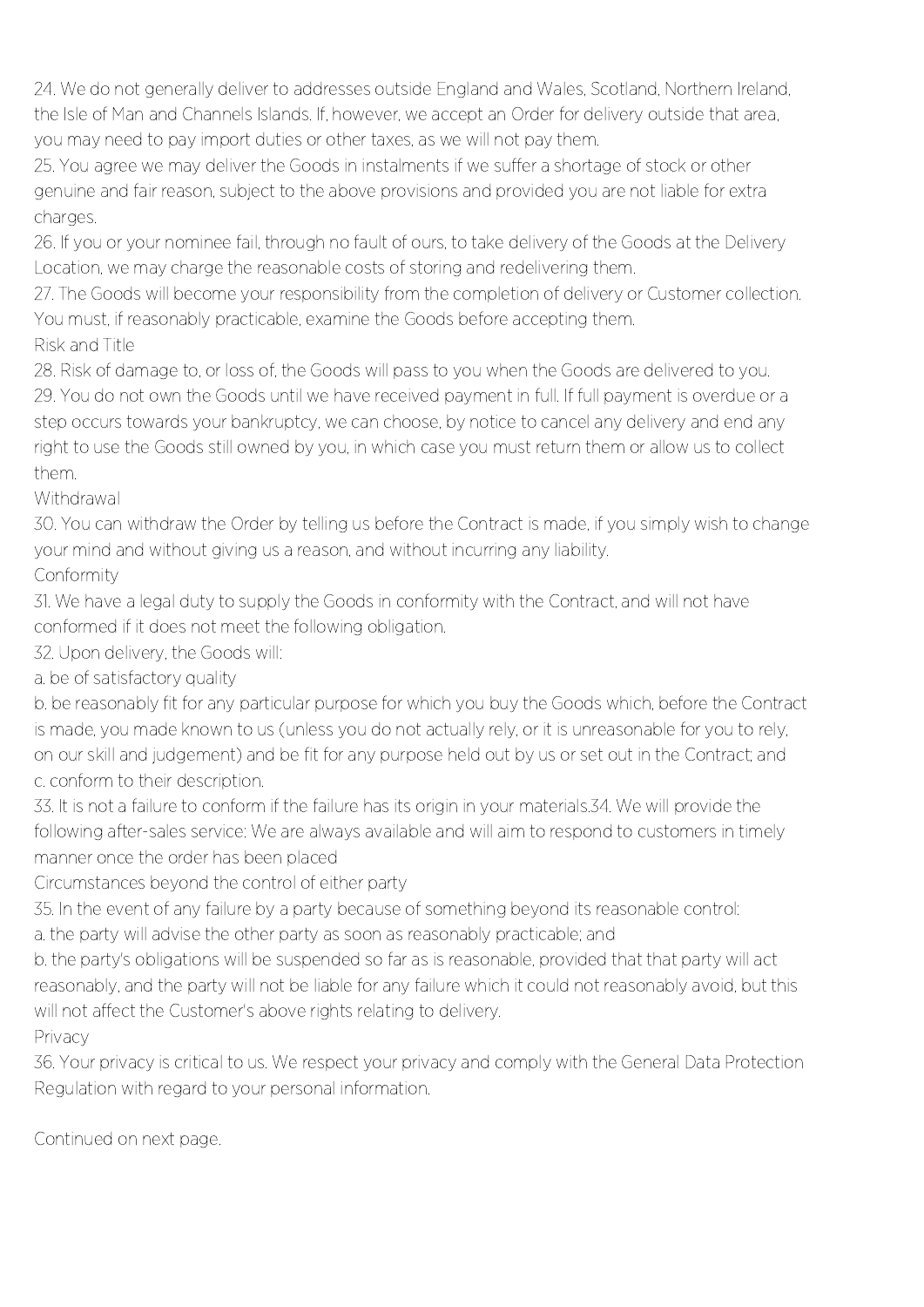24. We do not generally deliver to addresses outside England and Wales, Scotland, Northern Ireland, the Isle of Man and Channels Islands. If, however, we accept an Order for delivery outside that area, you may need to pay import duties or other taxes, as we will not pay them.

25. You agree we may deliver the Goods in instalments if we suffer a shortage of stock or other genuine and fair reason, subject to the above provisions and provided you are not liable for extra charges.

26. If you or your nominee fail, through no fault of ours, to take delivery of the Goods at the Delivery Location, we may charge the reasonable costs of storing and redelivering them.

27. The Goods will become your responsibility from the completion of delivery or Customer collection. You must, if reasonably practicable, examine the Goods before accepting them.

## Risk and Title

28. Risk of damage to, or loss of, the Goods will pass to you when the Goods are delivered to you.

29. You do not own the Goods until we have received payment in full. If full payment is overdue or a step occurs towards your bankruptcy, we can choose, by notice to cancel any delivery and end any right to use the Goods still owned by you, in which case you must return them or allow us to collect them.

## Withdrawal

30. You can withdraw the Order by telling us before the Contract is made, if you simply wish to change your mind and without giving us a reason, and without incurring any liability.

## Conformity

31. We have a legal duty to supply the Goods in conformity with the Contract, and will not have conformed if it does not meet the following obligation.

32. Upon delivery, the Goods will:

a. be of satisfactory quality

b. be reasonably fit for any particular purpose for which you buy the Goods which, before the Contract is made, you made known to us (unless you do not actually rely, or it is unreasonable for you to rely, on our skill and judgement) and be fit for any purpose held out by us or set out in the Contract; and

c. conform to their description.

33. It is not a failure to conform if the failure has its origin in your materials.34. We will provide the following after-sales service: We are always available and will aim to respond to customers in timely manner once the order has been placed

## Circumstances beyond the control of either party

35. In the event of any failure by a party because of something beyond its reasonable control:

a. the party will advise the other party as soon as reasonably practicable; and

b. the party's obligations will be suspended so far as is reasonable, provided that that party will act reasonably, and the party will not be liable for any failure which it could not reasonably avoid, but this will not affect the Customer's above rights relating to delivery.

## Privacy

36. Your privacy is critical to us. We respect your privacy and comply with the General Data Protection Regulation with regard to your personal information.

Continued on next page.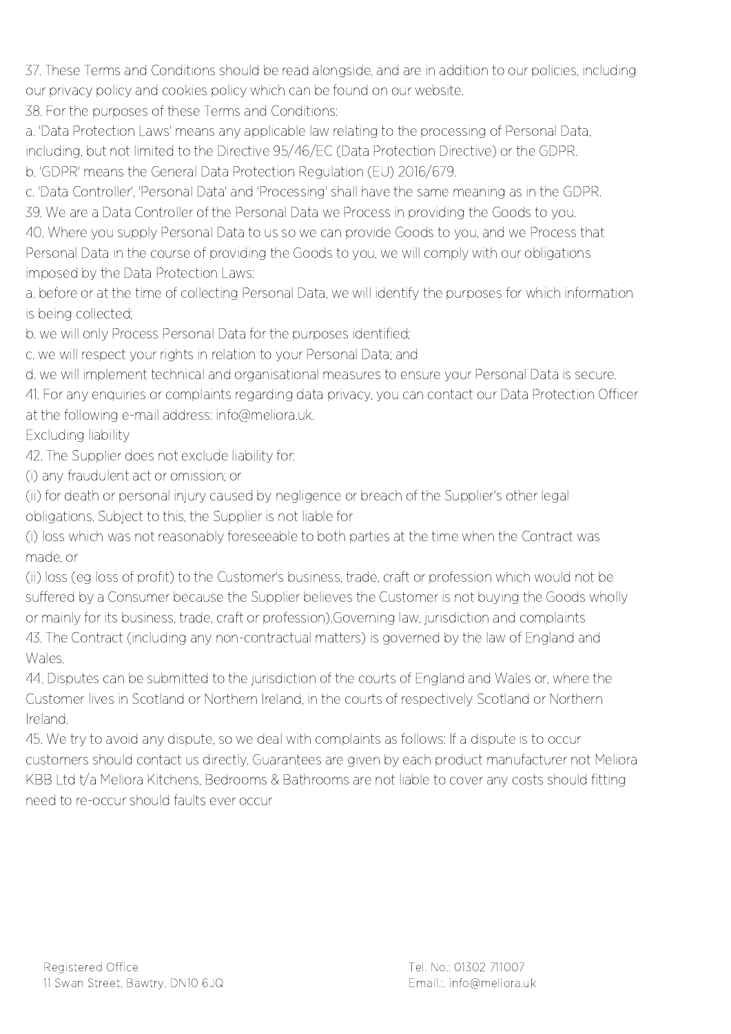37. These Terms and Conditions should be read alongside, and are in addition to our policies, including our privacy policy and cookies policy which can be found on our website.

38. For the purposes of these Terms and Conditions:

a. 'Data Protection Laws' means any applicable law relating to the processing of Personal Data, including, but not limited to the Directive 95/46/EC (Data Protection Directive) or the GDPR.

b. 'GDPR' means the General Data Protection Regulation (EU) 2016/679.

c. 'Data Controller', 'Personal Data' and 'Processing' shall have the same meaning as in the GDPR.

39. We are a Data Controller of the Personal Data we Process in providing the Goods to you.

40. Where you supply Personal Data to us so we can provide Goods to you, and we Process that Personal Data in the course of providing the Goods to you, we will comply with our obligations imposed by the Data Protection Laws:

a. before or at the time of collecting Personal Data, we will identify the purposes for which information is being collected;

b. we will only Process Personal Data for the purposes identified;

c. we will respect your rights in relation to your Personal Data; and

d. we will implement technical and organisational measures to ensure your Personal Data is secure.

41. For any enquiries or complaints regarding data privacy, you can contact our Data Protection Officer at the following e-mail address: info@meliora.uk.

Excluding liability

42. The Supplier does not exclude liability for:

(i) any fraudulent act or omission; or

(ii) for death or personal injury caused by negligence or breach of the Supplier's other legal obligations. Subject to this, the Supplier is not liable for

(i) loss which was not reasonably foreseeable to both parties at the time when the Contract was made, or

(ii) loss (eg loss of profit) to the Customer's business, trade, craft or profession which would not be suffered by a Consumer because the Supplier believes the Customer is not buying the Goods wholly or mainly for its business, trade, craft or profession).Governing law, jurisdiction and complaints

43. The Contract (including any non-contractual matters) is governed by the law of England and Wales.

44. Disputes can be submitted to the jurisdiction of the courts of England and Wales or, where the Customer lives in Scotland or Northern Ireland, in the courts of respectively Scotland or Northern Ireland.

45. We try to avoid any dispute, so we deal with complaints as follows: If a dispute is to occur customers should contact us directly. Guarantees are given by each product manufacturer not Meliora KBB Ltd t/a Meliora Kitchens, Bedrooms & Bathrooms are not liable to cover any costs should fitting need to re-occur should faults ever occur